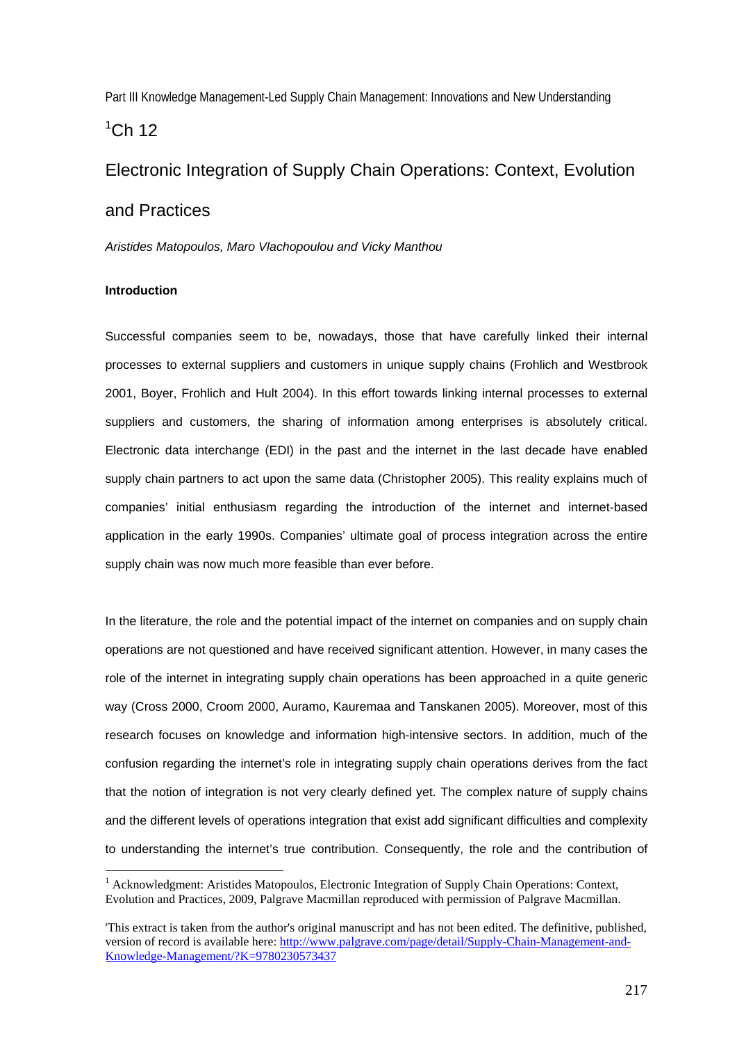Part III Knowledge Management-Led Supply Chain Management: Innovations and New Understanding

[1]Ch 12

# Electronic Integration of Supply Chain Operations: Context, Evolution and Practices

*Aristides Matopoulos, Maro Vlachopoulou and Vicky Manthou*

## Introduction

Successful companies seem to be, nowadays, those that have carefully linked their internal processes to external suppliers and customers in unique supply chains (Frohlich and Westbrook 2001, Boyer, Frohlich and Hult 2004). In this effort towards linking internal processes to external suppliers and customers, the sharing of information among enterprises is absolutely critical. Electronic data interchange (EDI) in the past and the internet in the last decade have enabled supply chain partners to act upon the same data (Christopher 2005). This reality explains much of companies' initial enthusiasm regarding the introduction of the internet and internet-based application in the early 1990s. Companies' ultimate goal of process integration across the entire supply chain was now much more feasible than ever before.

In the literature, the role and the potential impact of the internet on companies and on supply chain operations are not questioned and have received significant attention. However, in many cases the role of the internet in integrating supply chain operations has been approached in a quite generic way (Cross 2000, Croom 2000, Auramo, Kauremaa and Tanskanen 2005). Moreover, most of this research focuses on knowledge and information high-intensive sectors. In addition, much of the confusion regarding the internet's role in integrating supply chain operations derives from the fact that the notion of integration is not very clearly defined yet. The complex nature of supply chains and the different levels of operations integration that exist add significant difficulties and complexity to understanding the internet's true contribution. Consequently, the role and the contribution of

[1] Acknowledgment: Aristides Matopoulos, Electronic Integration of Supply Chain Operations: Context, Evolution and Practices, 2009, Palgrave Macmillan reproduced with permission of Palgrave Macmillan.

'This extract is taken from the author's original manuscript and has not been edited. The definitive, published, version of record is available here: http://www.palgrave.com/page/detail/Supply-Chain-Management-and-Knowledge-Management/?K=9780230573437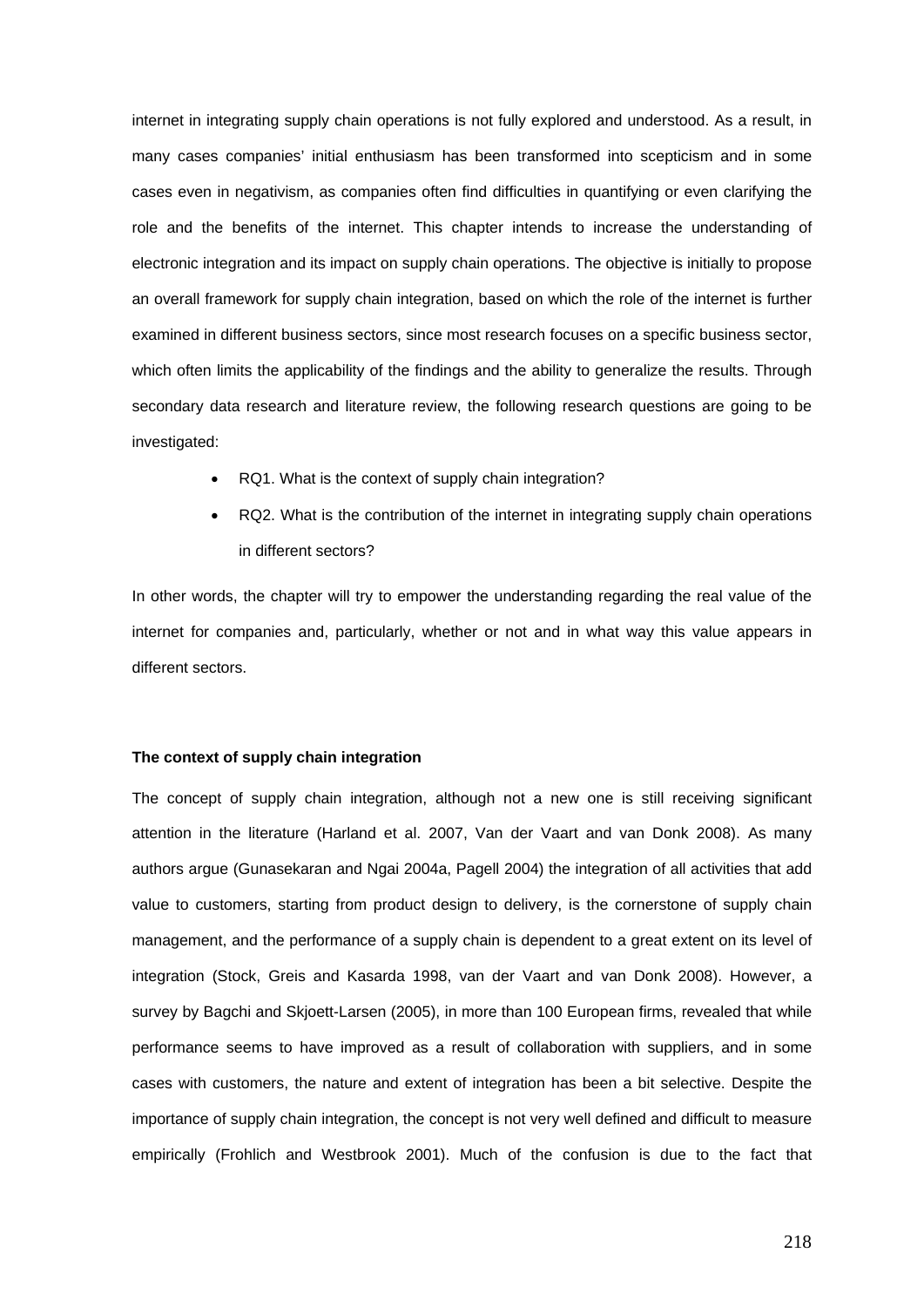internet in integrating supply chain operations is not fully explored and understood. As a result, in many cases companies' initial enthusiasm has been transformed into scepticism and in some cases even in negativism, as companies often find difficulties in quantifying or even clarifying the role and the benefits of the internet. This chapter intends to increase the understanding of electronic integration and its impact on supply chain operations. The objective is initially to propose an overall framework for supply chain integration, based on which the role of the internet is further examined in different business sectors, since most research focuses on a specific business sector, which often limits the applicability of the findings and the ability to generalize the results. Through secondary data research and literature review, the following research questions are going to be investigated:

- RQ1. What is the context of supply chain integration?
- RQ2. What is the contribution of the internet in integrating supply chain operations in different sectors?

In other words, the chapter will try to empower the understanding regarding the real value of the internet for companies and, particularly, whether or not and in what way this value appears in different sectors.

**The context of supply chain integration**

The concept of supply chain integration, although not a new one is still receiving significant attention in the literature (Harland et al. 2007, Van der Vaart and van Donk 2008). As many authors argue (Gunasekaran and Ngai 2004a, Pagell 2004) the integration of all activities that add value to customers, starting from product design to delivery, is the cornerstone of supply chain management, and the performance of a supply chain is dependent to a great extent on its level of integration (Stock, Greis and Kasarda 1998, van der Vaart and van Donk 2008). However, a survey by Bagchi and Skjoett-Larsen (2005), in more than 100 European firms, revealed that while performance seems to have improved as a result of collaboration with suppliers, and in some cases with customers, the nature and extent of integration has been a bit selective. Despite the importance of supply chain integration, the concept is not very well defined and difficult to measure empirically (Frohlich and Westbrook 2001). Much of the confusion is due to the fact that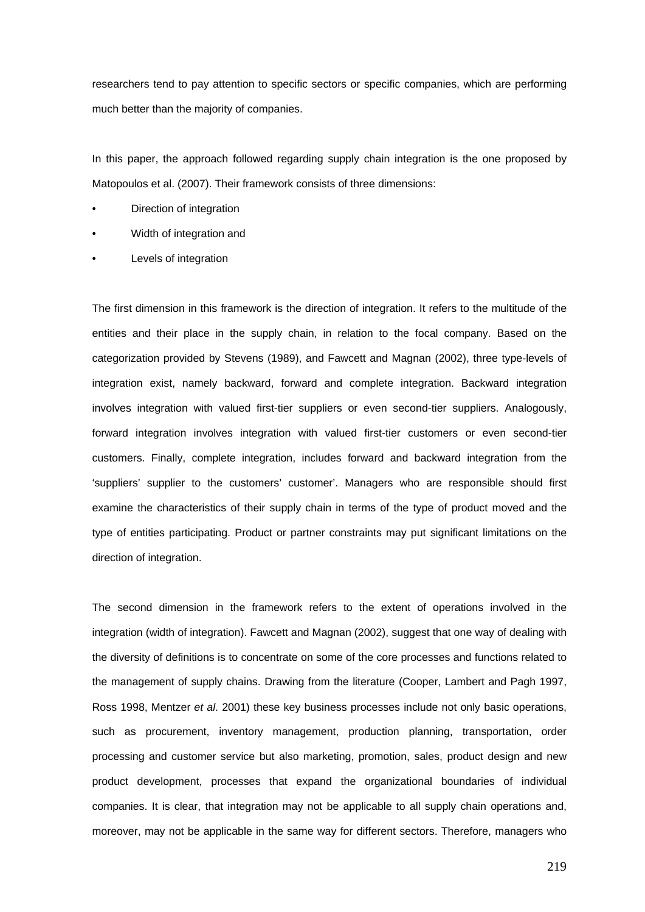researchers tend to pay attention to specific sectors or specific companies, which are performing much better than the majority of companies.

In this paper, the approach followed regarding supply chain integration is the one proposed by Matopoulos et al. (2007). Their framework consists of three dimensions:

- Direction of integration
- Width of integration and
- Levels of integration

The first dimension in this framework is the direction of integration. It refers to the multitude of the entities and their place in the supply chain, in relation to the focal company. Based on the categorization provided by Stevens (1989), and Fawcett and Magnan (2002), three type-levels of integration exist, namely backward, forward and complete integration. Backward integration involves integration with valued first-tier suppliers or even second-tier suppliers. Analogously, forward integration involves integration with valued first-tier customers or even second-tier customers. Finally, complete integration, includes forward and backward integration from the 'suppliers' supplier to the customers' customer'. Managers who are responsible should first examine the characteristics of their supply chain in terms of the type of product moved and the type of entities participating. Product or partner constraints may put significant limitations on the direction of integration.

The second dimension in the framework refers to the extent of operations involved in the integration (width of integration). Fawcett and Magnan (2002), suggest that one way of dealing with the diversity of definitions is to concentrate on some of the core processes and functions related to the management of supply chains. Drawing from the literature (Cooper, Lambert and Pagh 1997, Ross 1998, Mentzer *et al.* 2001) these key business processes include not only basic operations, such as procurement, inventory management, production planning, transportation, order processing and customer service but also marketing, promotion, sales, product design and new product development, processes that expand the organizational boundaries of individual companies. It is clear, that integration may not be applicable to all supply chain operations and, moreover, may not be applicable in the same way for different sectors. Therefore, managers who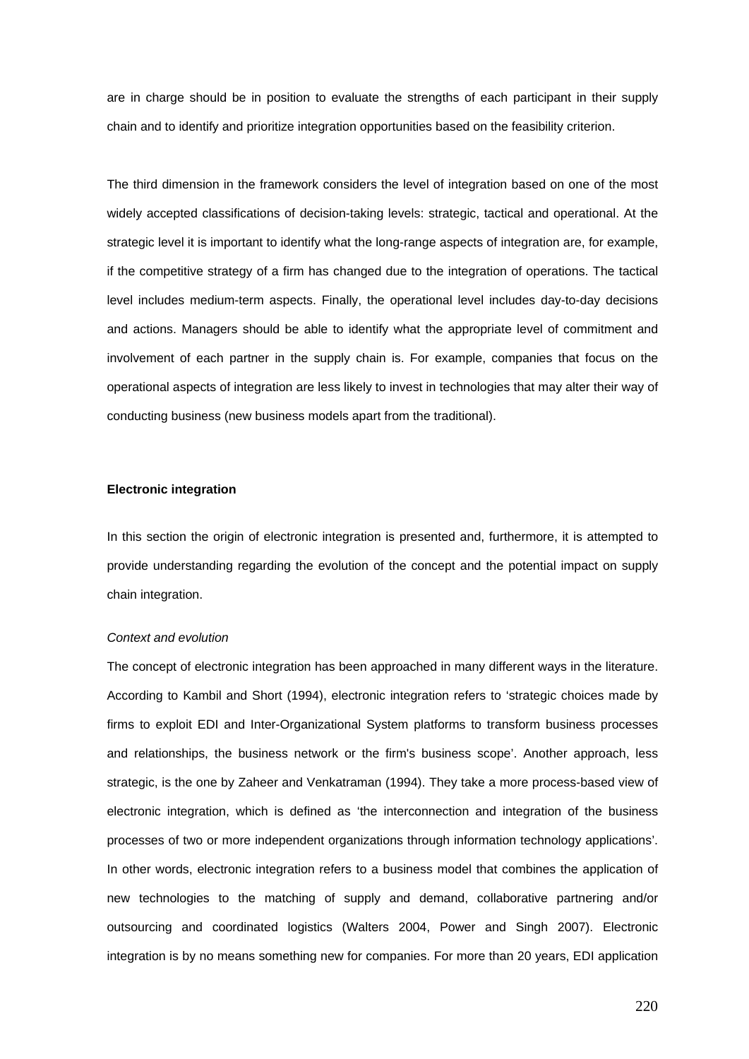are in charge should be in position to evaluate the strengths of each participant in their supply chain and to identify and prioritize integration opportunities based on the feasibility criterion.

The third dimension in the framework considers the level of integration based on one of the most widely accepted classifications of decision-taking levels: strategic, tactical and operational. At the strategic level it is important to identify what the long-range aspects of integration are, for example, if the competitive strategy of a firm has changed due to the integration of operations. The tactical level includes medium-term aspects. Finally, the operational level includes day-to-day decisions and actions. Managers should be able to identify what the appropriate level of commitment and involvement of each partner in the supply chain is. For example, companies that focus on the operational aspects of integration are less likely to invest in technologies that may alter their way of conducting business (new business models apart from the traditional).

## Electronic integration

In this section the origin of electronic integration is presented and, furthermore, it is attempted to provide understanding regarding the evolution of the concept and the potential impact on supply chain integration.

### *Context and evolution*

The concept of electronic integration has been approached in many different ways in the literature. According to Kambil and Short (1994), electronic integration refers to 'strategic choices made by firms to exploit EDI and Inter-Organizational System platforms to transform business processes and relationships, the business network or the firm's business scope'. Another approach, less strategic, is the one by Zaheer and Venkatraman (1994). They take a more process-based view of electronic integration, which is defined as 'the interconnection and integration of the business processes of two or more independent organizations through information technology applications'. In other words, electronic integration refers to a business model that combines the application of new technologies to the matching of supply and demand, collaborative partnering and/or outsourcing and coordinated logistics (Walters 2004, Power and Singh 2007). Electronic integration is by no means something new for companies. For more than 20 years, EDI application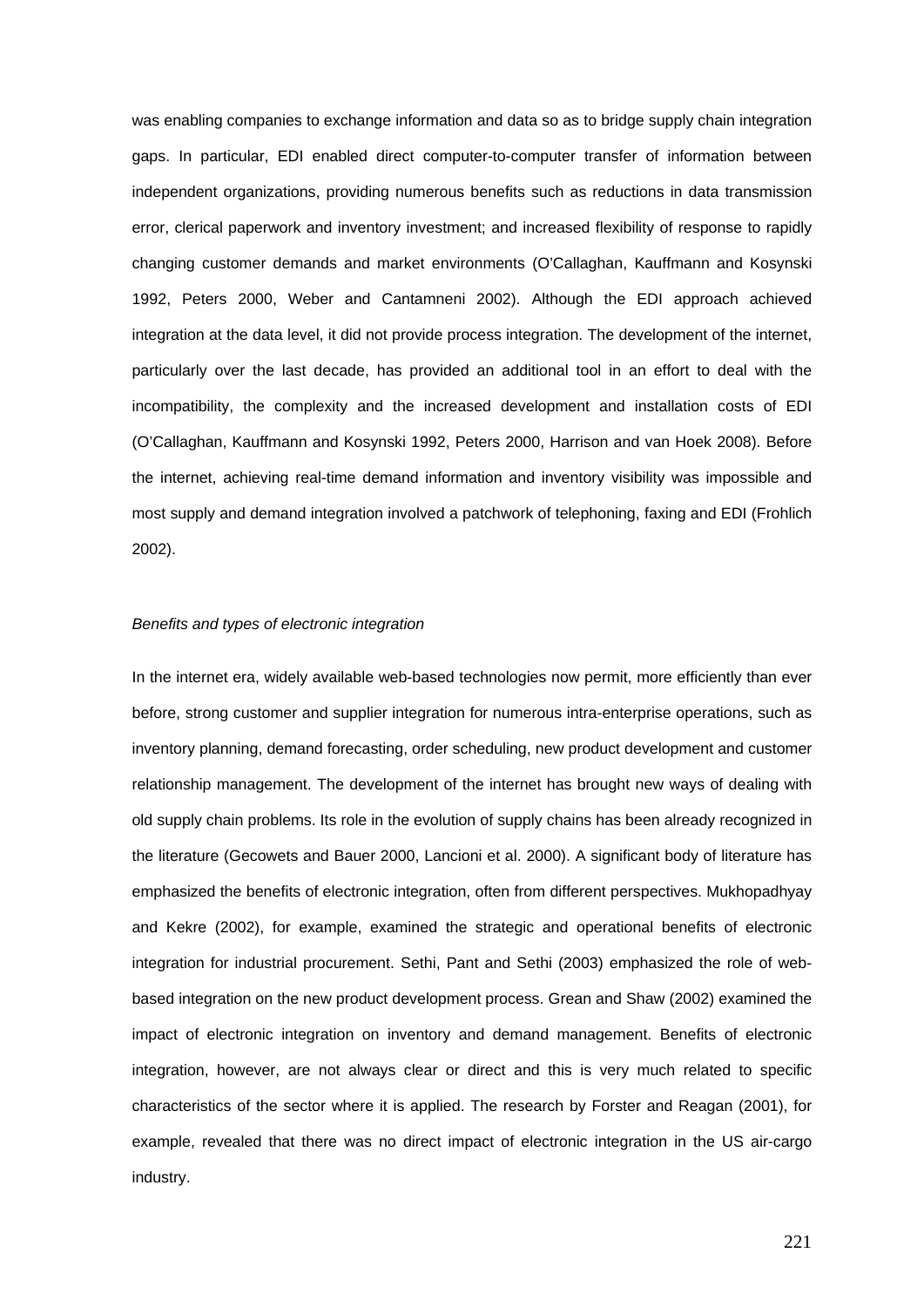was enabling companies to exchange information and data so as to bridge supply chain integration gaps. In particular, EDI enabled direct computer-to-computer transfer of information between independent organizations, providing numerous benefits such as reductions in data transmission error, clerical paperwork and inventory investment; and increased flexibility of response to rapidly changing customer demands and market environments (O'Callaghan, Kauffmann and Kosynski 1992, Peters 2000, Weber and Cantamneni 2002). Although the EDI approach achieved integration at the data level, it did not provide process integration. The development of the internet, particularly over the last decade, has provided an additional tool in an effort to deal with the incompatibility, the complexity and the increased development and installation costs of EDI (O'Callaghan, Kauffmann and Kosynski 1992, Peters 2000, Harrison and van Hoek 2008). Before the internet, achieving real-time demand information and inventory visibility was impossible and most supply and demand integration involved a patchwork of telephoning, faxing and EDI (Frohlich 2002).

*Benefits and types of electronic integration*

In the internet era, widely available web-based technologies now permit, more efficiently than ever before, strong customer and supplier integration for numerous intra-enterprise operations, such as inventory planning, demand forecasting, order scheduling, new product development and customer relationship management. The development of the internet has brought new ways of dealing with old supply chain problems. Its role in the evolution of supply chains has been already recognized in the literature (Gecowets and Bauer 2000, Lancioni et al. 2000). A significant body of literature has emphasized the benefits of electronic integration, often from different perspectives. Mukhopadhyay and Kekre (2002), for example, examined the strategic and operational benefits of electronic integration for industrial procurement. Sethi, Pant and Sethi (2003) emphasized the role of web-based integration on the new product development process. Grean and Shaw (2002) examined the impact of electronic integration on inventory and demand management. Benefits of electronic integration, however, are not always clear or direct and this is very much related to specific characteristics of the sector where it is applied. The research by Forster and Reagan (2001), for example, revealed that there was no direct impact of electronic integration in the US air-cargo industry.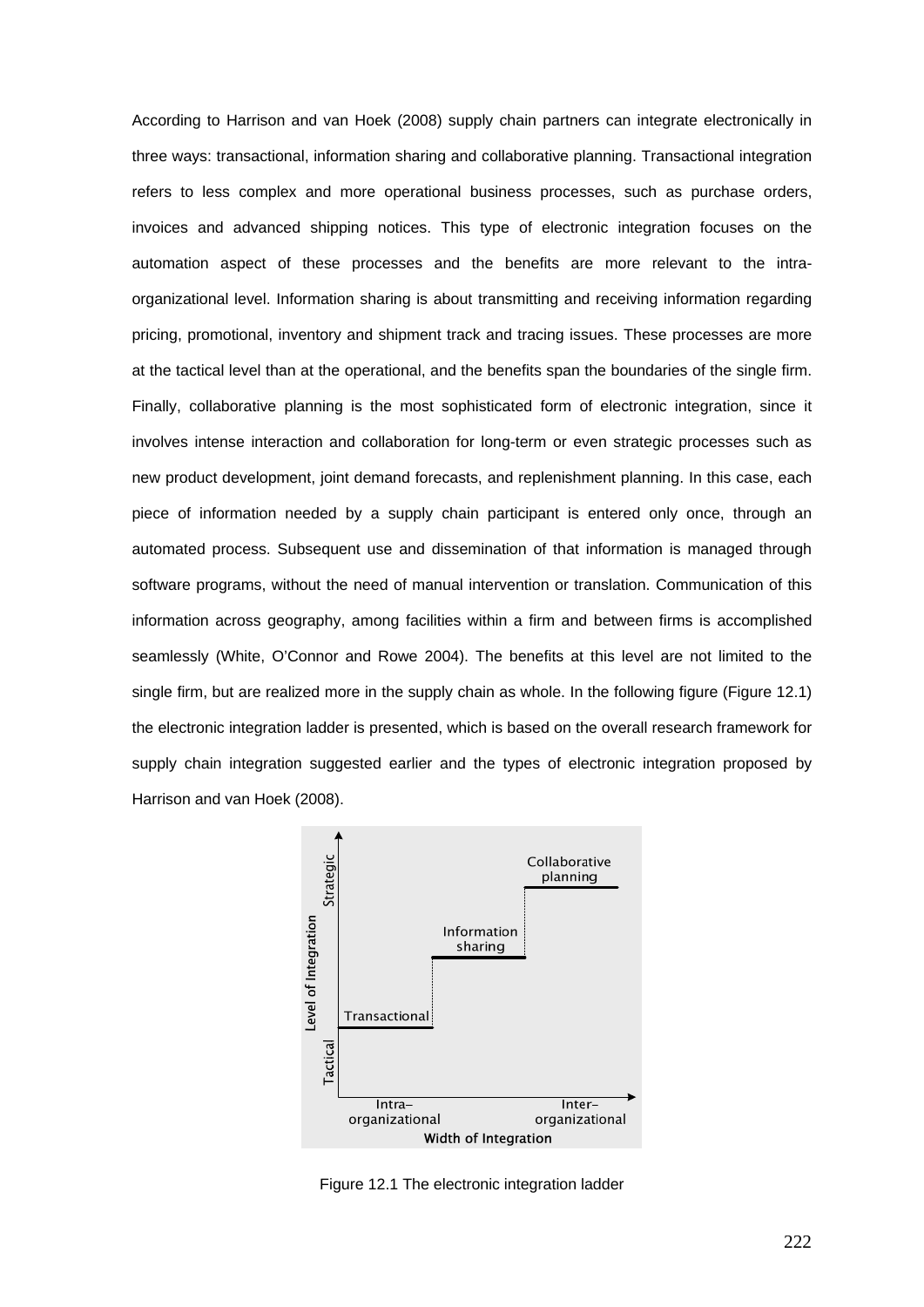According to Harrison and van Hoek (2008) supply chain partners can integrate electronically in three ways: transactional, information sharing and collaborative planning. Transactional integration refers to less complex and more operational business processes, such as purchase orders, invoices and advanced shipping notices. This type of electronic integration focuses on the automation aspect of these processes and the benefits are more relevant to the intra-organizational level. Information sharing is about transmitting and receiving information regarding pricing, promotional, inventory and shipment track and tracing issues. These processes are more at the tactical level than at the operational, and the benefits span the boundaries of the single firm. Finally, collaborative planning is the most sophisticated form of electronic integration, since it involves intense interaction and collaboration for long-term or even strategic processes such as new product development, joint demand forecasts, and replenishment planning. In this case, each piece of information needed by a supply chain participant is entered only once, through an automated process. Subsequent use and dissemination of that information is managed through software programs, without the need of manual intervention or translation. Communication of this information across geography, among facilities within a firm and between firms is accomplished seamlessly (White, O'Connor and Rowe 2004). The benefits at this level are not limited to the single firm, but are realized more in the supply chain as whole. In the following figure (Figure 12.1) the electronic integration ladder is presented, which is based on the overall research framework for supply chain integration suggested earlier and the types of electronic integration proposed by Harrison and van Hoek (2008).

Figure 12.1 The electronic integration ladder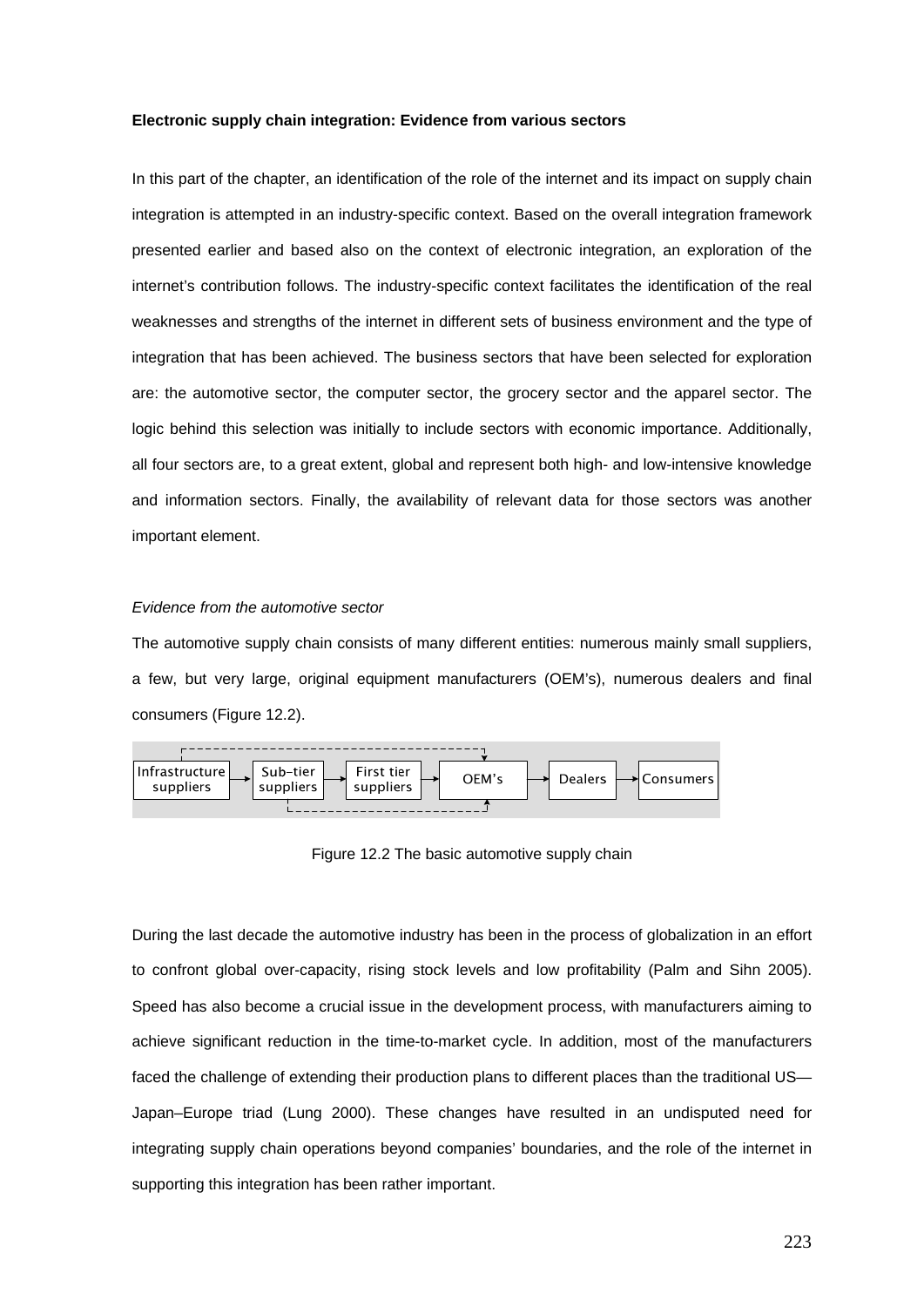**Electronic supply chain integration: Evidence from various sectors**

In this part of the chapter, an identification of the role of the internet and its impact on supply chain integration is attempted in an industry-specific context. Based on the overall integration framework presented earlier and based also on the context of electronic integration, an exploration of the internet's contribution follows. The industry-specific context facilitates the identification of the real weaknesses and strengths of the internet in different sets of business environment and the type of integration that has been achieved. The business sectors that have been selected for exploration are: the automotive sector, the computer sector, the grocery sector and the apparel sector. The logic behind this selection was initially to include sectors with economic importance. Additionally, all four sectors are, to a great extent, global and represent both high- and low-intensive knowledge and information sectors. Finally, the availability of relevant data for those sectors was another important element.

*Evidence from the automotive sector*

The automotive supply chain consists of many different entities: numerous mainly small suppliers, a few, but very large, original equipment manufacturers (OEM's), numerous dealers and final consumers (Figure 12.2).

Infrastructure suppliers → Sub-tier suppliers → First tier suppliers → OEM's → Dealers → Consumers

Figure 12.2 The basic automotive supply chain

During the last decade the automotive industry has been in the process of globalization in an effort to confront global over-capacity, rising stock levels and low profitability (Palm and Sihn 2005). Speed has also become a crucial issue in the development process, with manufacturers aiming to achieve significant reduction in the time-to-market cycle. In addition, most of the manufacturers faced the challenge of extending their production plans to different places than the traditional US—Japan–Europe triad (Lung 2000). These changes have resulted in an undisputed need for integrating supply chain operations beyond companies' boundaries, and the role of the internet in supporting this integration has been rather important.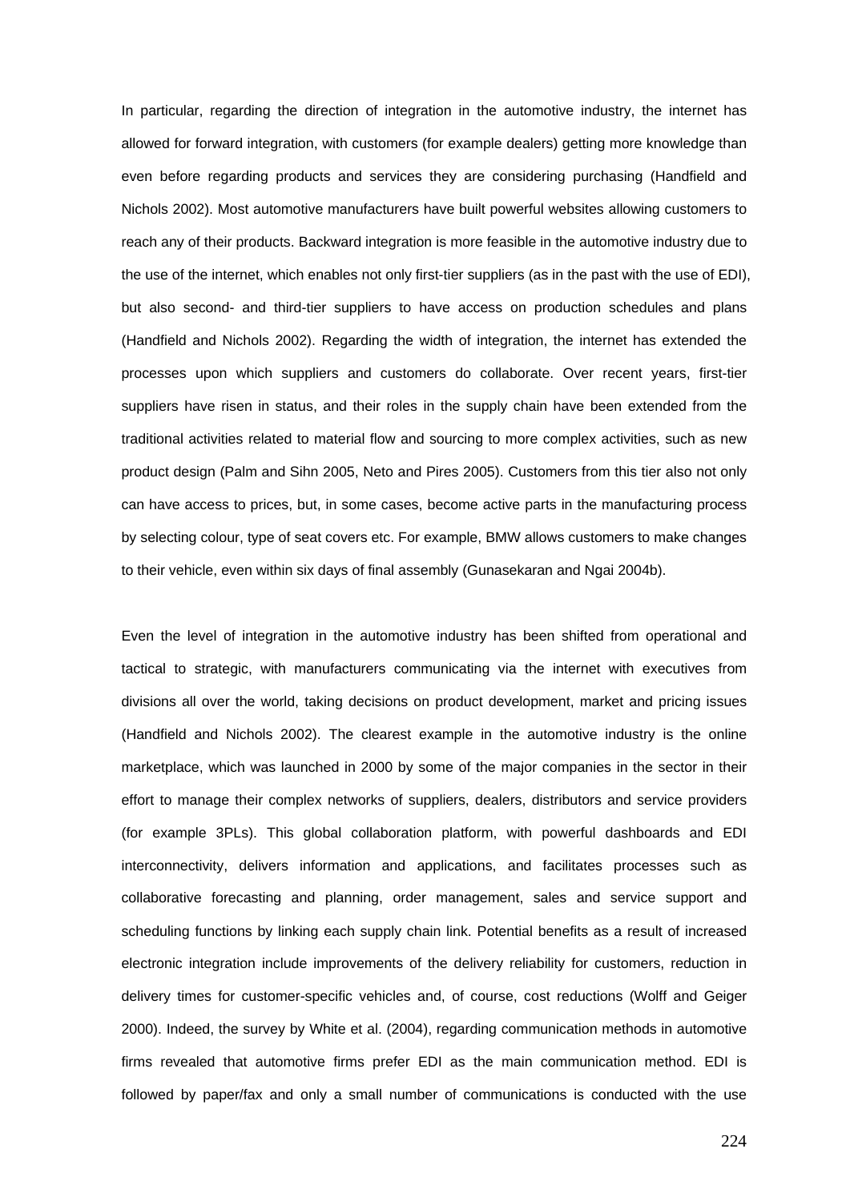In particular, regarding the direction of integration in the automotive industry, the internet has allowed for forward integration, with customers (for example dealers) getting more knowledge than even before regarding products and services they are considering purchasing (Handfield and Nichols 2002). Most automotive manufacturers have built powerful websites allowing customers to reach any of their products. Backward integration is more feasible in the automotive industry due to the use of the internet, which enables not only first-tier suppliers (as in the past with the use of EDI), but also second- and third-tier suppliers to have access on production schedules and plans (Handfield and Nichols 2002). Regarding the width of integration, the internet has extended the processes upon which suppliers and customers do collaborate. Over recent years, first-tier suppliers have risen in status, and their roles in the supply chain have been extended from the traditional activities related to material flow and sourcing to more complex activities, such as new product design (Palm and Sihn 2005, Neto and Pires 2005). Customers from this tier also not only can have access to prices, but, in some cases, become active parts in the manufacturing process by selecting colour, type of seat covers etc. For example, BMW allows customers to make changes to their vehicle, even within six days of final assembly (Gunasekaran and Ngai 2004b).

Even the level of integration in the automotive industry has been shifted from operational and tactical to strategic, with manufacturers communicating via the internet with executives from divisions all over the world, taking decisions on product development, market and pricing issues (Handfield and Nichols 2002). The clearest example in the automotive industry is the online marketplace, which was launched in 2000 by some of the major companies in the sector in their effort to manage their complex networks of suppliers, dealers, distributors and service providers (for example 3PLs). This global collaboration platform, with powerful dashboards and EDI interconnectivity, delivers information and applications, and facilitates processes such as collaborative forecasting and planning, order management, sales and service support and scheduling functions by linking each supply chain link. Potential benefits as a result of increased electronic integration include improvements of the delivery reliability for customers, reduction in delivery times for customer-specific vehicles and, of course, cost reductions (Wolff and Geiger 2000). Indeed, the survey by White et al. (2004), regarding communication methods in automotive firms revealed that automotive firms prefer EDI as the main communication method. EDI is followed by paper/fax and only a small number of communications is conducted with the use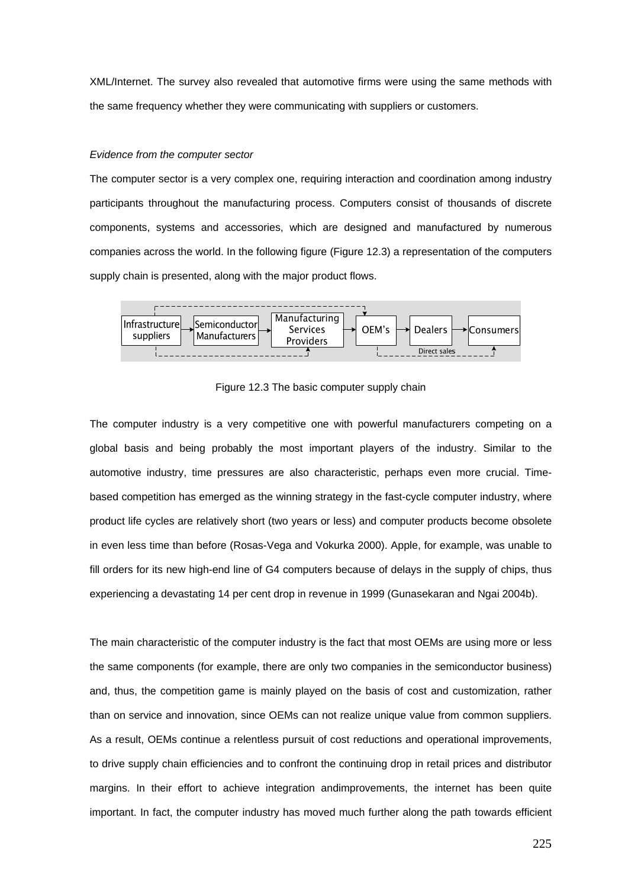XML/Internet. The survey also revealed that automotive firms were using the same methods with the same frequency whether they were communicating with suppliers or customers.

*Evidence from the computer sector*

The computer sector is a very complex one, requiring interaction and coordination among industry participants throughout the manufacturing process. Computers consist of thousands of discrete components, systems and accessories, which are designed and manufactured by numerous companies across the world. In the following figure (Figure 12.3) a representation of the computers supply chain is presented, along with the major product flows.

Infrastructure suppliers → Semiconductor Manufacturers → Manufacturing Services Providers → OEM's → Dealers → Consumers

Direct sales

Figure 12.3 The basic computer supply chain

The computer industry is a very competitive one with powerful manufacturers competing on a global basis and being probably the most important players of the industry. Similar to the automotive industry, time pressures are also characteristic, perhaps even more crucial. Time-based competition has emerged as the winning strategy in the fast-cycle computer industry, where product life cycles are relatively short (two years or less) and computer products become obsolete in even less time than before (Rosas-Vega and Vokurka 2000). Apple, for example, was unable to fill orders for its new high-end line of G4 computers because of delays in the supply of chips, thus experiencing a devastating 14 per cent drop in revenue in 1999 (Gunasekaran and Ngai 2004b).

The main characteristic of the computer industry is the fact that most OEMs are using more or less the same components (for example, there are only two companies in the semiconductor business) and, thus, the competition game is mainly played on the basis of cost and customization, rather than on service and innovation, since OEMs can not realize unique value from common suppliers. As a result, OEMs continue a relentless pursuit of cost reductions and operational improvements, to drive supply chain efficiencies and to confront the continuing drop in retail prices and distributor margins. In their effort to achieve integration andimprovements, the internet has been quite important. In fact, the computer industry has moved much further along the path towards efficient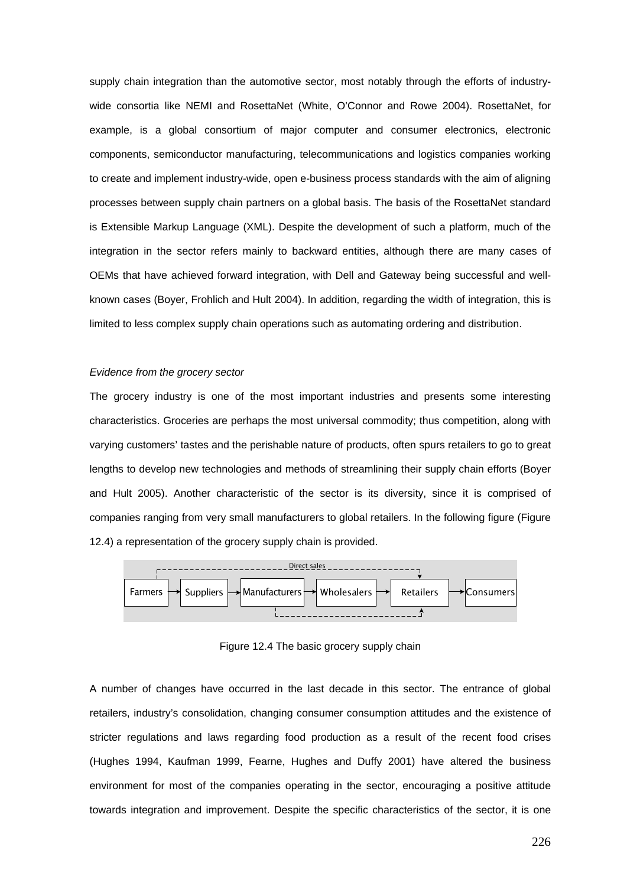supply chain integration than the automotive sector, most notably through the efforts of industry-wide consortia like NEMI and RosettaNet (White, O'Connor and Rowe 2004). RosettaNet, for example, is a global consortium of major computer and consumer electronics, electronic components, semiconductor manufacturing, telecommunications and logistics companies working to create and implement industry-wide, open e-business process standards with the aim of aligning processes between supply chain partners on a global basis. The basis of the RosettaNet standard is Extensible Markup Language (XML). Despite the development of such a platform, much of the integration in the sector refers mainly to backward entities, although there are many cases of OEMs that have achieved forward integration, with Dell and Gateway being successful and well-known cases (Boyer, Frohlich and Hult 2004). In addition, regarding the width of integration, this is limited to less complex supply chain operations such as automating ordering and distribution.

*Evidence from the grocery sector*

The grocery industry is one of the most important industries and presents some interesting characteristics. Groceries are perhaps the most universal commodity; thus competition, along with varying customers' tastes and the perishable nature of products, often spurs retailers to go to great lengths to develop new technologies and methods of streamlining their supply chain efforts (Boyer and Hult 2005). Another characteristic of the sector is its diversity, since it is comprised of companies ranging from very small manufacturers to global retailers. In the following figure (Figure 12.4) a representation of the grocery supply chain is provided.

Direct sales

Farmers → Suppliers → Manufacturers → Wholesalers → Retailers → Consumers

Figure 12.4 The basic grocery supply chain

A number of changes have occurred in the last decade in this sector. The entrance of global retailers, industry's consolidation, changing consumer consumption attitudes and the existence of stricter regulations and laws regarding food production as a result of the recent food crises (Hughes 1994, Kaufman 1999, Fearne, Hughes and Duffy 2001) have altered the business environment for most of the companies operating in the sector, encouraging a positive attitude towards integration and improvement. Despite the specific characteristics of the sector, it is one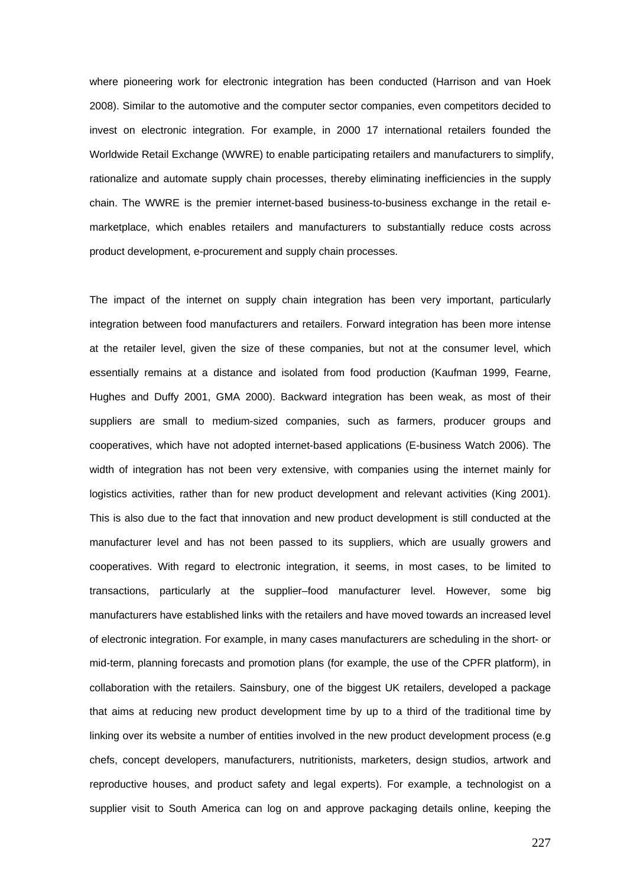where pioneering work for electronic integration has been conducted (Harrison and van Hoek 2008). Similar to the automotive and the computer sector companies, even competitors decided to invest on electronic integration. For example, in 2000 17 international retailers founded the Worldwide Retail Exchange (WWRE) to enable participating retailers and manufacturers to simplify, rationalize and automate supply chain processes, thereby eliminating inefficiencies in the supply chain. The WWRE is the premier internet-based business-to-business exchange in the retail e-marketplace, which enables retailers and manufacturers to substantially reduce costs across product development, e-procurement and supply chain processes.

The impact of the internet on supply chain integration has been very important, particularly integration between food manufacturers and retailers. Forward integration has been more intense at the retailer level, given the size of these companies, but not at the consumer level, which essentially remains at a distance and isolated from food production (Kaufman 1999, Fearne, Hughes and Duffy 2001, GMA 2000). Backward integration has been weak, as most of their suppliers are small to medium-sized companies, such as farmers, producer groups and cooperatives, which have not adopted internet-based applications (E-business Watch 2006). The width of integration has not been very extensive, with companies using the internet mainly for logistics activities, rather than for new product development and relevant activities (King 2001). This is also due to the fact that innovation and new product development is still conducted at the manufacturer level and has not been passed to its suppliers, which are usually growers and cooperatives. With regard to electronic integration, it seems, in most cases, to be limited to transactions, particularly at the supplier–food manufacturer level. However, some big manufacturers have established links with the retailers and have moved towards an increased level of electronic integration. For example, in many cases manufacturers are scheduling in the short- or mid-term, planning forecasts and promotion plans (for example, the use of the CPFR platform), in collaboration with the retailers. Sainsbury, one of the biggest UK retailers, developed a package that aims at reducing new product development time by up to a third of the traditional time by linking over its website a number of entities involved in the new product development process (e.g chefs, concept developers, manufacturers, nutritionists, marketers, design studios, artwork and reproductive houses, and product safety and legal experts). For example, a technologist on a supplier visit to South America can log on and approve packaging details online, keeping the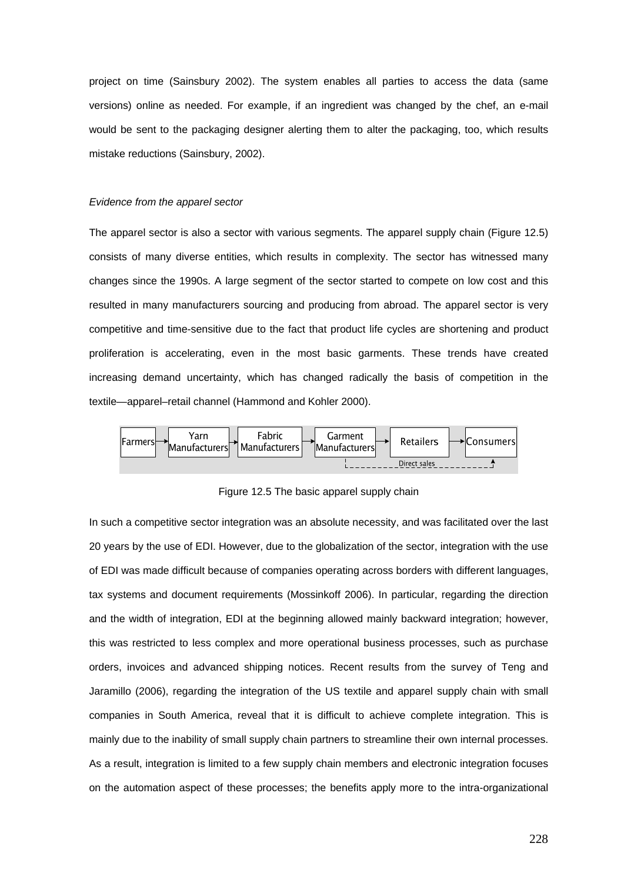project on time (Sainsbury 2002). The system enables all parties to access the data (same versions) online as needed. For example, if an ingredient was changed by the chef, an e-mail would be sent to the packaging designer alerting them to alter the packaging, too, which results mistake reductions (Sainsbury, 2002).

*Evidence from the apparel sector*

The apparel sector is also a sector with various segments. The apparel supply chain (Figure 12.5) consists of many diverse entities, which results in complexity. The sector has witnessed many changes since the 1990s. A large segment of the sector started to compete on low cost and this resulted in many manufacturers sourcing and producing from abroad. The apparel sector is very competitive and time-sensitive due to the fact that product life cycles are shortening and product proliferation is accelerating, even in the most basic garments. These trends have created increasing demand uncertainty, which has changed radically the basis of competition in the textile—apparel–retail channel (Hammond and Kohler 2000).

Farmers → Yarn Manufacturers → Fabric Manufacturers → Garment Manufacturers → Retailers → Consumers

Direct sales (Garment Manufacturers → Consumers)

Figure 12.5 The basic apparel supply chain

In such a competitive sector integration was an absolute necessity, and was facilitated over the last 20 years by the use of EDI. However, due to the globalization of the sector, integration with the use of EDI was made difficult because of companies operating across borders with different languages, tax systems and document requirements (Mossinkoff 2006). In particular, regarding the direction and the width of integration, EDI at the beginning allowed mainly backward integration; however, this was restricted to less complex and more operational business processes, such as purchase orders, invoices and advanced shipping notices. Recent results from the survey of Teng and Jaramillo (2006), regarding the integration of the US textile and apparel supply chain with small companies in South America, reveal that it is difficult to achieve complete integration. This is mainly due to the inability of small supply chain partners to streamline their own internal processes. As a result, integration is limited to a few supply chain members and electronic integration focuses on the automation aspect of these processes; the benefits apply more to the intra-organizational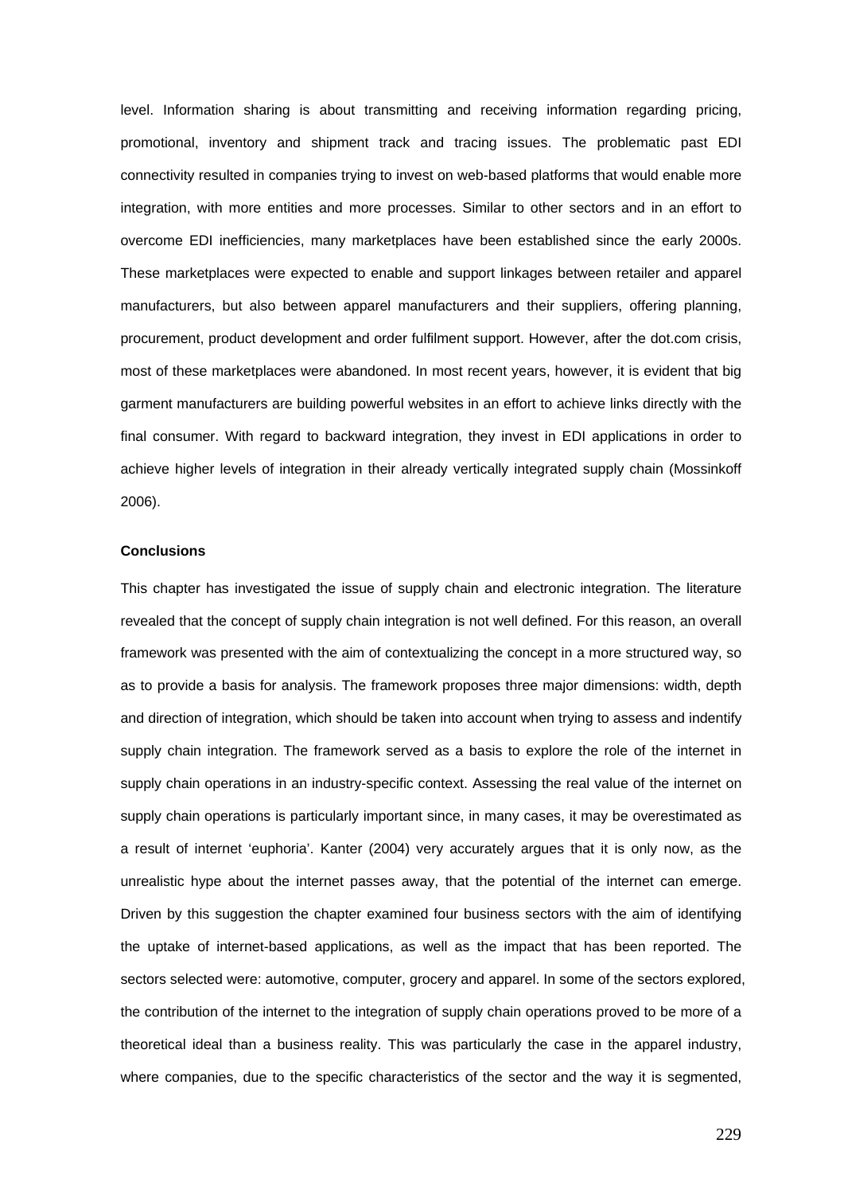level. Information sharing is about transmitting and receiving information regarding pricing, promotional, inventory and shipment track and tracing issues. The problematic past EDI connectivity resulted in companies trying to invest on web-based platforms that would enable more integration, with more entities and more processes. Similar to other sectors and in an effort to overcome EDI inefficiencies, many marketplaces have been established since the early 2000s. These marketplaces were expected to enable and support linkages between retailer and apparel manufacturers, but also between apparel manufacturers and their suppliers, offering planning, procurement, product development and order fulfilment support. However, after the dot.com crisis, most of these marketplaces were abandoned. In most recent years, however, it is evident that big garment manufacturers are building powerful websites in an effort to achieve links directly with the final consumer. With regard to backward integration, they invest in EDI applications in order to achieve higher levels of integration in their already vertically integrated supply chain (Mossinkoff 2006).

**Conclusions**

This chapter has investigated the issue of supply chain and electronic integration. The literature revealed that the concept of supply chain integration is not well defined. For this reason, an overall framework was presented with the aim of contextualizing the concept in a more structured way, so as to provide a basis for analysis. The framework proposes three major dimensions: width, depth and direction of integration, which should be taken into account when trying to assess and indentify supply chain integration. The framework served as a basis to explore the role of the internet in supply chain operations in an industry-specific context. Assessing the real value of the internet on supply chain operations is particularly important since, in many cases, it may be overestimated as a result of internet 'euphoria'. Kanter (2004) very accurately argues that it is only now, as the unrealistic hype about the internet passes away, that the potential of the internet can emerge. Driven by this suggestion the chapter examined four business sectors with the aim of identifying the uptake of internet-based applications, as well as the impact that has been reported. The sectors selected were: automotive, computer, grocery and apparel. In some of the sectors explored, the contribution of the internet to the integration of supply chain operations proved to be more of a theoretical ideal than a business reality. This was particularly the case in the apparel industry, where companies, due to the specific characteristics of the sector and the way it is segmented,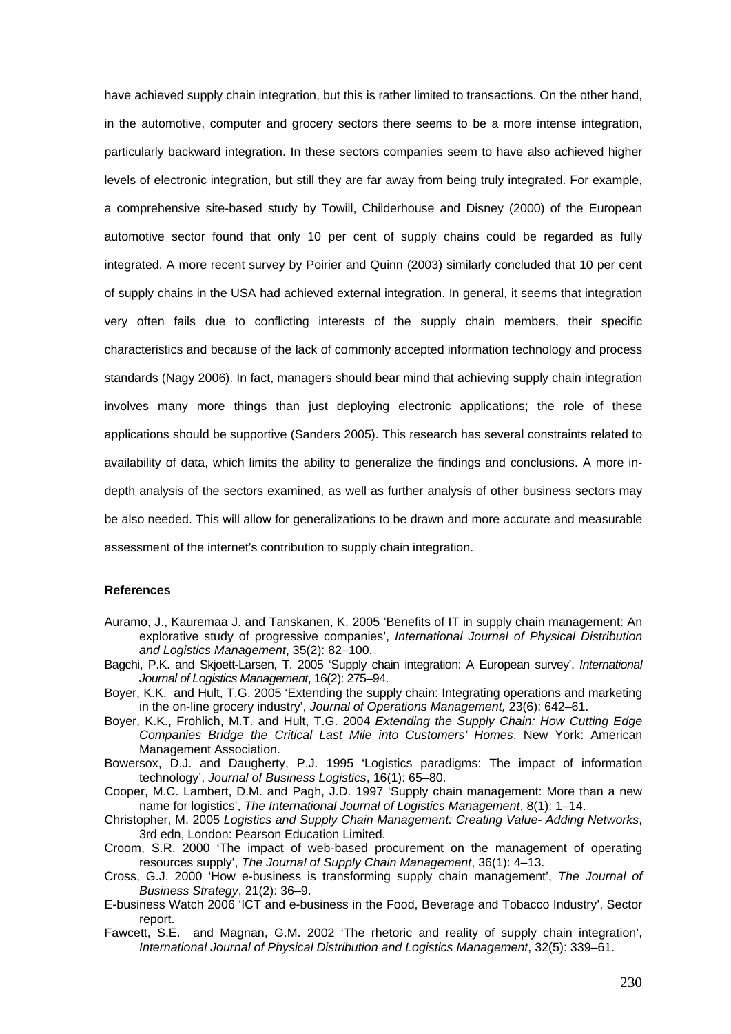have achieved supply chain integration, but this is rather limited to transactions. On the other hand, in the automotive, computer and grocery sectors there seems to be a more intense integration, particularly backward integration. In these sectors companies seem to have also achieved higher levels of electronic integration, but still they are far away from being truly integrated. For example, a comprehensive site-based study by Towill, Childerhouse and Disney (2000) of the European automotive sector found that only 10 per cent of supply chains could be regarded as fully integrated. A more recent survey by Poirier and Quinn (2003) similarly concluded that 10 per cent of supply chains in the USA had achieved external integration. In general, it seems that integration very often fails due to conflicting interests of the supply chain members, their specific characteristics and because of the lack of commonly accepted information technology and process standards (Nagy 2006). In fact, managers should bear mind that achieving supply chain integration involves many more things than just deploying electronic applications; the role of these applications should be supportive (Sanders 2005). This research has several constraints related to availability of data, which limits the ability to generalize the findings and conclusions. A more in-depth analysis of the sectors examined, as well as further analysis of other business sectors may be also needed. This will allow for generalizations to be drawn and more accurate and measurable assessment of the internet's contribution to supply chain integration.

### References

Auramo, J., Kauremaa J. and Tanskanen, K. 2005 'Benefits of IT in supply chain management: An explorative study of progressive companies', *International Journal of Physical Distribution and Logistics Management*, 35(2): 82–100.

Bagchi, P.K. and Skjoett-Larsen, T. 2005 'Supply chain integration: A European survey', *International Journal of Logistics Management*, 16(2): 275–94.

Boyer, K.K. and Hult, T.G. 2005 'Extending the supply chain: Integrating operations and marketing in the on-line grocery industry', *Journal of Operations Management,* 23(6): 642–61.

Boyer, K.K., Frohlich, M.T. and Hult, T.G. 2004 *Extending the Supply Chain: How Cutting Edge Companies Bridge the Critical Last Mile into Customers' Homes*, New York: American Management Association.

Bowersox, D.J. and Daugherty, P.J. 1995 'Logistics paradigms: The impact of information technology', *Journal of Business Logistics*, 16(1): 65–80.

Cooper, M.C. Lambert, D.M. and Pagh, J.D. 1997 'Supply chain management: More than a new name for logistics', *The International Journal of Logistics Management*, 8(1): 1–14.

Christopher, M. 2005 *Logistics and Supply Chain Management: Creating Value- Adding Networks*, 3rd edn, London: Pearson Education Limited.

Croom, S.R. 2000 'The impact of web-based procurement on the management of operating resources supply', *The Journal of Supply Chain Management*, 36(1): 4–13.

Cross, G.J. 2000 'How e-business is transforming supply chain management', *The Journal of Business Strategy*, 21(2): 36–9.

E-business Watch 2006 'ICT and e-business in the Food, Beverage and Tobacco Industry', Sector report.

Fawcett, S.E. and Magnan, G.M. 2002 'The rhetoric and reality of supply chain integration', *International Journal of Physical Distribution and Logistics Management*, 32(5): 339–61.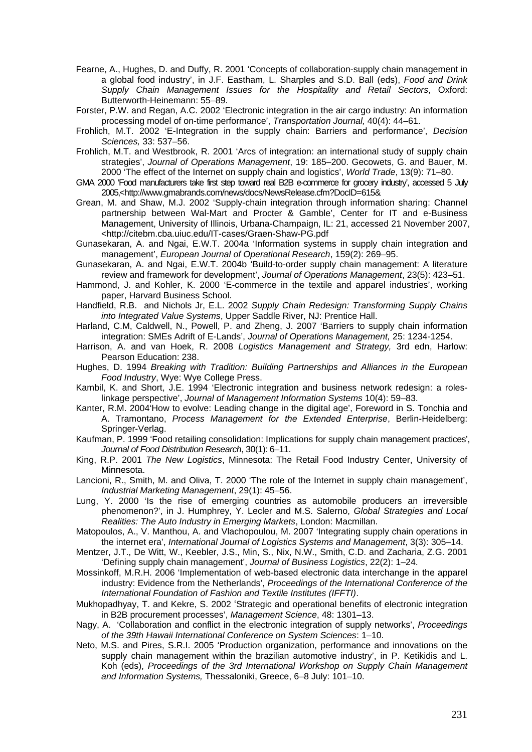Fearne, A., Hughes, D. and Duffy, R. 2001 'Concepts of collaboration-supply chain management in a global food industry', in J.F. Eastham, L. Sharples and S.D. Ball (eds), *Food and Drink Supply Chain Management Issues for the Hospitality and Retail Sectors*, Oxford: Butterworth-Heinemann: 55–89.

Forster, P.W. and Regan, A.C. 2002 'Electronic integration in the air cargo industry: An information processing model of on-time performance', *Transportation Journal,* 40(4): 44–61.

Frohlich, M.T. 2002 'E-Integration in the supply chain: Barriers and performance', *Decision Sciences,* 33: 537–56.

Frohlich, M.T. and Westbrook, R. 2001 'Arcs of integration: an international study of supply chain strategies', *Journal of Operations Management*, 19: 185–200. Gecowets, G. and Bauer, M. 2000 'The effect of the Internet on supply chain and logistics', *World Trade*, 13(9): 71–80.

GMA 2000 'Food manufacturers take first step toward real B2B e-commerce for grocery industry', accessed 5 July 2005,<http://www.gmabrands.com/news/docs/NewsRelease.cfm?DocID=615&

Grean, M. and Shaw, M.J. 2002 'Supply-chain integration through information sharing: Channel partnership between Wal-Mart and Procter & Gamble', Center for IT and e-Business Management, University of Illinois, Urbana-Champaign, IL: 21, accessed 21 November 2007, <http://citebm.cba.uiuc.edu/IT-cases/Graen-Shaw-PG.pdf

Gunasekaran, A. and Ngai, E.W.T. 2004a 'Information systems in supply chain integration and management', *European Journal of Operational Research*, 159(2): 269–95.

Gunasekaran, A. and Ngai, E.W.T. 2004b 'Build-to-order supply chain management: A literature review and framework for development', *Journal of Operations Management*, 23(5): 423–51.

Hammond, J. and Kohler, K. 2000 'E-commerce in the textile and apparel industries', working paper, Harvard Business School.

Handfield, R.B. and Nichols Jr, E.L. 2002 *Supply Chain Redesign: Transforming Supply Chains into Integrated Value Systems*, Upper Saddle River, NJ: Prentice Hall.

Harland, C.M, Caldwell, N., Powell, P. and Zheng, J. 2007 'Barriers to supply chain information integration: SMEs Adrift of E-Lands', *Journal of Operations Management,* 25: 1234-1254.

Harrison, A. and van Hoek, R. 2008 *Logistics Management and Strategy,* 3rd edn, Harlow: Pearson Education: 238.

Hughes, D. 1994 *Breaking with Tradition: Building Partnerships and Alliances in the European Food Industry*, Wye: Wye College Press.

Kambil, K. and Short, J.E. 1994 'Electronic integration and business network redesign: a roles-linkage perspective', *Journal of Management Information Systems* 10(4): 59–83.

Kanter, R.M. 2004'How to evolve: Leading change in the digital age', Foreword in S. Tonchia and A. Tramontano, *Process Management for the Extended Enterprise*, Berlin-Heidelberg: Springer-Verlag.

Kaufman, P. 1999 'Food retailing consolidation: Implications for supply chain management practices', *Journal of Food Distribution Research*, 30(1): 6–11.

King, R.P. 2001 *The New Logistics*, Minnesota: The Retail Food Industry Center, University of Minnesota.

Lancioni, R., Smith, M. and Oliva, T. 2000 'The role of the Internet in supply chain management', *Industrial Marketing Management*, 29(1): 45–56.

Lung, Y. 2000 'Is the rise of emerging countries as automobile producers an irreversible phenomenon?', in J. Humphrey, Y. Lecler and M.S. Salerno, *Global Strategies and Local Realities: The Auto Industry in Emerging Markets*, London: Macmillan.

Matopoulos, A., V. Manthou, A. and Vlachopoulou, M. 2007 'Integrating supply chain operations in the internet era', *International Journal of Logistics Systems and Management*, 3(3): 305–14.

Mentzer, J.T., De Witt, W., Keebler, J.S., Min, S., Nix, N.W., Smith, C.D. and Zacharia, Z.G. 2001 'Defining supply chain management', *Journal of Business Logistics*, 22(2): 1–24.

Mossinkoff, M.R.H. 2006 'Implementation of web-based electronic data interchange in the apparel industry: Evidence from the Netherlands', *Proceedings of the International Conference of the International Foundation of Fashion and Textile Institutes (IFFTI)*.

Mukhopadhyay, T. and Kekre, S. 2002 'Strategic and operational benefits of electronic integration in B2B procurement processes', *Management Science*, 48: 1301–13.

Nagy, A. 'Collaboration and conflict in the electronic integration of supply networks', *Proceedings of the 39th Hawaii International Conference on System Sciences*: 1–10.

Neto, M.S. and Pires, S.R.I. 2005 'Production organization, performance and innovations on the supply chain management within the brazilian automotive industry', in P. Ketikidis and L. Koh (eds), *Proceedings of the 3rd International Workshop on Supply Chain Management and Information Systems,* Thessaloniki, Greece, 6–8 July: 101–10.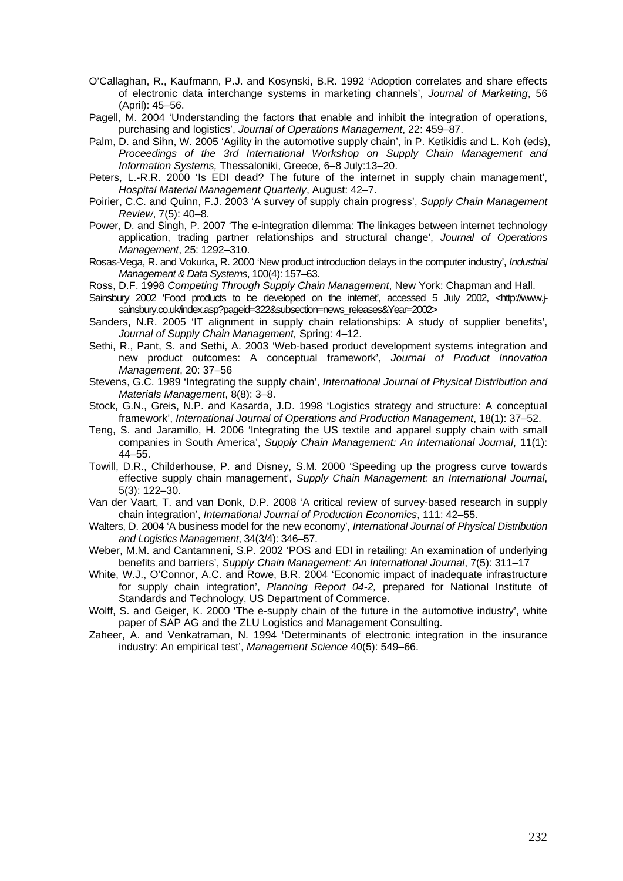O'Callaghan, R., Kaufmann, P.J. and Kosynski, B.R. 1992 'Adoption correlates and share effects of electronic data interchange systems in marketing channels', *Journal of Marketing*, 56 (April): 45–56.

Pagell, M. 2004 'Understanding the factors that enable and inhibit the integration of operations, purchasing and logistics', *Journal of Operations Management*, 22: 459–87.

Palm, D. and Sihn, W. 2005 'Agility in the automotive supply chain', in P. Ketikidis and L. Koh (eds), *Proceedings of the 3rd International Workshop on Supply Chain Management and Information Systems,* Thessaloniki, Greece, 6–8 July:13–20.

Peters, L.-R.R. 2000 'Is EDI dead? The future of the internet in supply chain management', *Hospital Material Management Quarterly*, August: 42–7.

Poirier, C.C. and Quinn, F.J. 2003 'A survey of supply chain progress', *Supply Chain Management Review*, 7(5): 40–8.

Power, D. and Singh, P. 2007 'The e-integration dilemma: The linkages between internet technology application, trading partner relationships and structural change', *Journal of Operations Management*, 25: 1292–310.

Rosas-Vega, R. and Vokurka, R. 2000 'New product introduction delays in the computer industry', *Industrial Management & Data Systems*, 100(4): 157–63.

Ross, D.F. 1998 *Competing Through Supply Chain Management*, New York: Chapman and Hall.

Sainsbury 2002 'Food products to be developed on the internet', accessed 5 July 2002, <http://www.j-sainsbury.co.uk/index.asp?pageid=322&subsection=news_releases&Year=2002>

Sanders, N.R. 2005 'IT alignment in supply chain relationships: A study of supplier benefits', *Journal of Supply Chain Management,* Spring: 4–12.

Sethi, R., Pant, S. and Sethi, A. 2003 'Web-based product development systems integration and new product outcomes: A conceptual framework', *Journal of Product Innovation Management*, 20: 37–56

Stevens, G.C. 1989 'Integrating the supply chain', *International Journal of Physical Distribution and Materials Management*, 8(8): 3–8.

Stock, G.N., Greis, N.P. and Kasarda, J.D. 1998 'Logistics strategy and structure: A conceptual framework', *International Journal of Operations and Production Management*, 18(1): 37–52.

Teng, S. and Jaramillo, H. 2006 'Integrating the US textile and apparel supply chain with small companies in South America', *Supply Chain Management: An International Journal*, 11(1): 44–55.

Towill, D.R., Childerhouse, P. and Disney, S.M. 2000 'Speeding up the progress curve towards effective supply chain management', *Supply Chain Management: an International Journal*, 5(3): 122–30.

Van der Vaart, T. and van Donk, D.P. 2008 'A critical review of survey-based research in supply chain integration', *International Journal of Production Economics*, 111: 42–55.

Walters, D. 2004 'A business model for the new economy', *International Journal of Physical Distribution and Logistics Management*, 34(3/4): 346–57.

Weber, M.M. and Cantamneni, S.P. 2002 'POS and EDI in retailing: An examination of underlying benefits and barriers', *Supply Chain Management: An International Journal*, 7(5): 311–17

White, W.J., O'Connor, A.C. and Rowe, B.R. 2004 'Economic impact of inadequate infrastructure for supply chain integration', *Planning Report 04-2,* prepared for National Institute of Standards and Technology, US Department of Commerce.

Wolff, S. and Geiger, K. 2000 'The e-supply chain of the future in the automotive industry', white paper of SAP AG and the ZLU Logistics and Management Consulting.

Zaheer, A. and Venkatraman, N. 1994 'Determinants of electronic integration in the insurance industry: An empirical test', *Management Science* 40(5): 549–66.